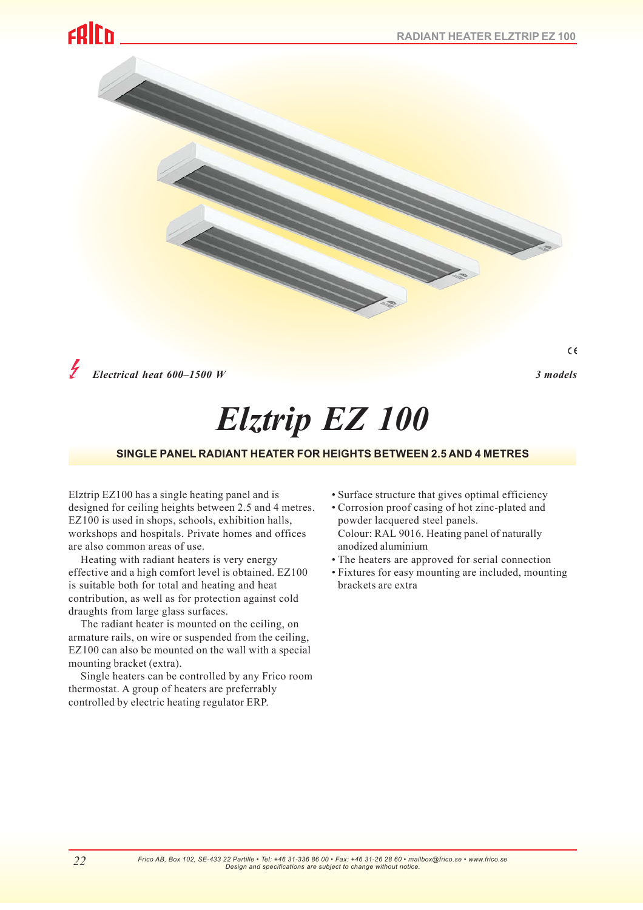*Electrical heat 600–1500 W*

*3 models*

# Elztrip EZ 100

## SINGLE PANEL RADIANT HEATER FOR HEIGHTS BETWEEN 2.5 AND 4 METRES

Elztrip EZ100 has a single heating panel and is designed for ceiling heights between 2.5 and 4 metres. EZ100 is used in shops, schools, exhibition halls, workshops and hospitals. Private homes and offices are also common areas of use.

Heating with radiant heaters is very energy effective and a high comfort level is obtained. EZ100 is suitable both for total and heating and heat contribution, as well as for protection against cold draughts from large glass surfaces.

The radiant heater is mounted on the ceiling, on armature rails, on wire or suspended from the ceiling, EZ100 can also be mounted on the wall with a special mounting bracket (extra).

Single heaters can be controlled by any Frico room thermostat. A group of heaters are preferrably controlled by electric heating regulator ERP.

- Surface structure that gives optimal efficiency
- Corrosion proof casing of hot zinc-plated and powder lacquered steel panels.
  Colour: RAL 9016. Heating panel of naturally anodized aluminium
- The heaters are approved for serial connection
- Fixtures for easy mounting are included, mounting brackets are extra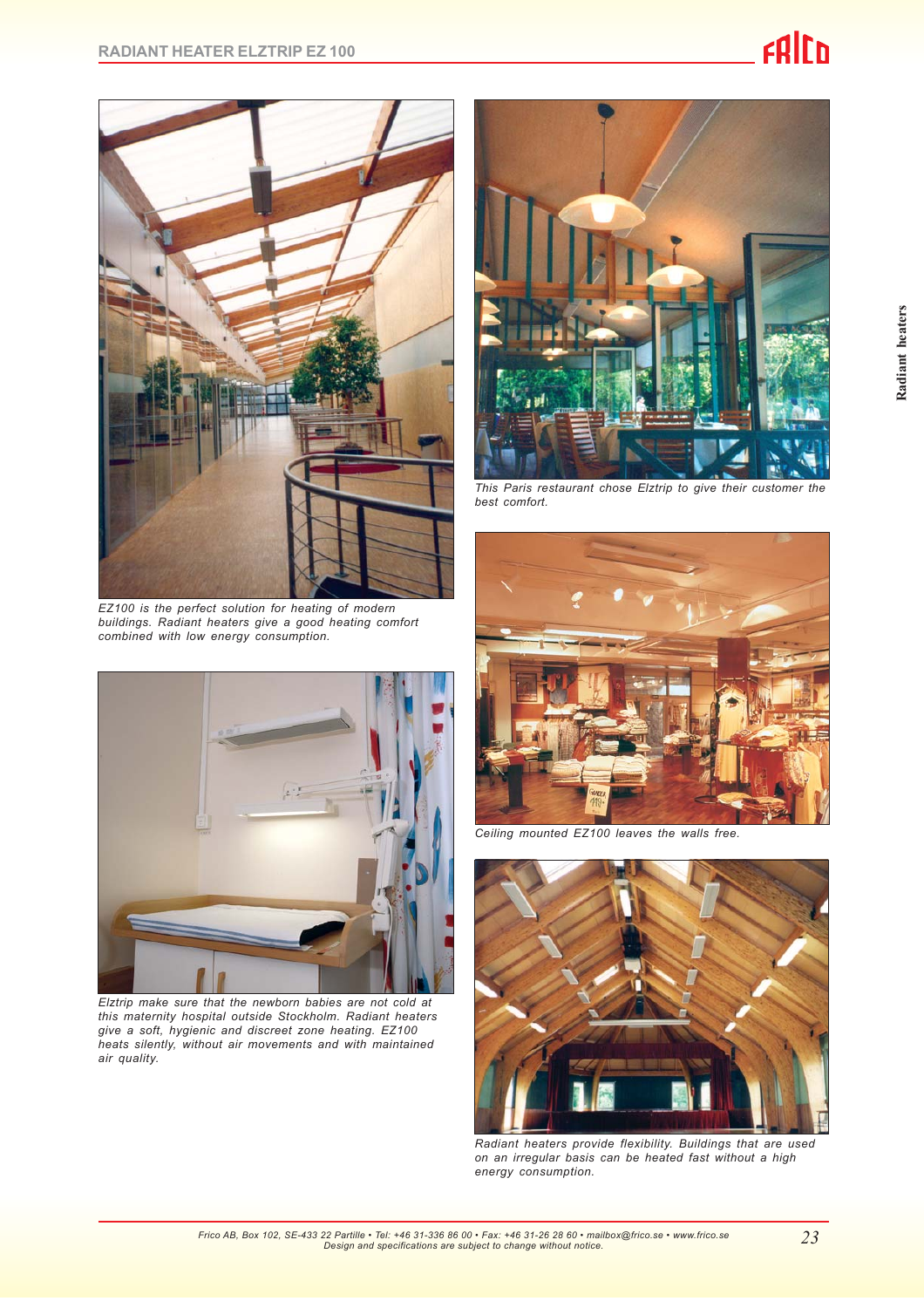EZ100 is the perfect solution for heating of modern buildings. Radiant heaters give a good heating comfort combined with low energy consumption.

Elztrip make sure that the newborn babies are not cold at this maternity hospital outside Stockholm. Radiant heaters give a soft, hygienic and discreet zone heating. EZ100 heats silently, without air movements and with maintained air quality.

This Paris restaurant chose Elztrip to give their customer the best comfort.

Ceiling mounted EZ100 leaves the walls free.

Radiant heaters provide flexibility. Buildings that are used on an irregular basis can be heated fast without a high energy consumption.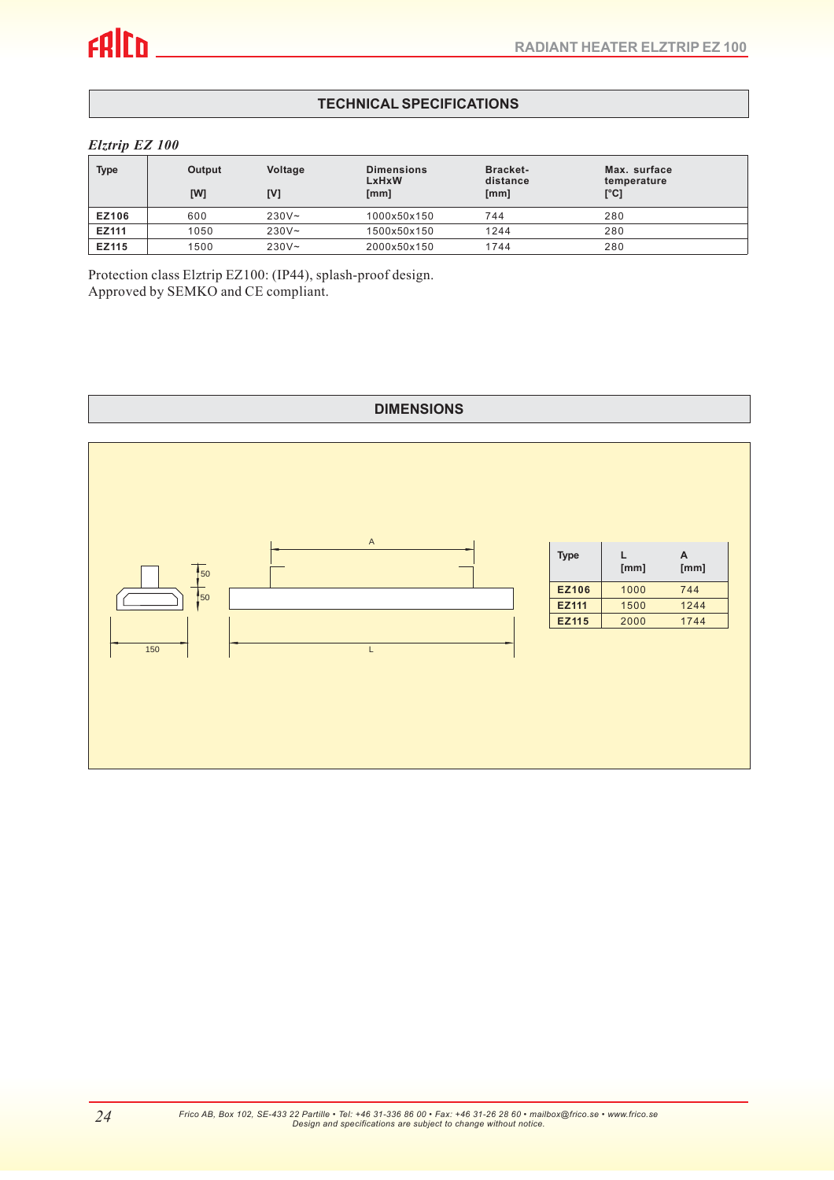## TECHNICAL SPECIFICATIONS

*Elztrip EZ 100*

| Type | Output [W] | Voltage [V] | Dimensions LxHxW [mm] | Bracket-distance [mm] | Max. surface temperature [°C] |
|---|---|---|---|---|---|
| **EZ106** | 600 | 230V~ | 1000x50x150 | 744 | 280 |
| **EZ111** | 1050 | 230V~ | 1500x50x150 | 1244 | 280 |
| **EZ115** | 1500 | 230V~ | 2000x50x150 | 1744 | 280 |

Protection class Elztrip EZ100: (IP44), splash-proof design.
Approved by SEMKO and CE compliant.

## DIMENSIONS

| Type | L [mm] | A [mm] |
|---|---|---|
| **EZ106** | 1000 | 744 |
| **EZ111** | 1500 | 1244 |
| **EZ115** | 2000 | 1744 |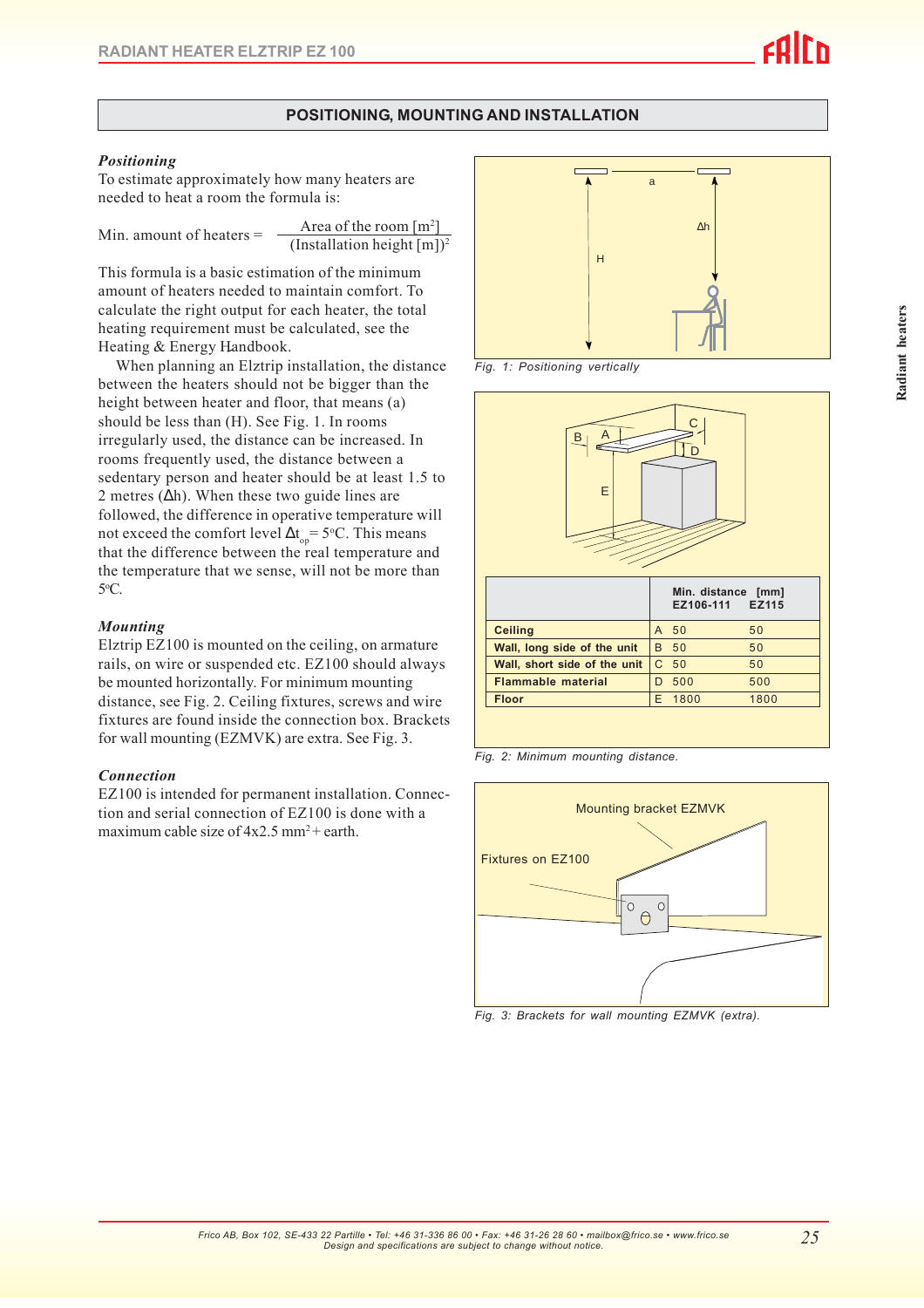## POSITIONING, MOUNTING AND INSTALLATION

### *Positioning*

To estimate approximately how many heaters are needed to heat a room the formula is:

$$\text{Min. amount of heaters} = \frac{\text{Area of the room [m}^2\text{]}}{(\text{Installation height [m]})^2}$$

This formula is a basic estimation of the minimum amount of heaters needed to maintain comfort. To calculate the right output for each heater, the total heating requirement must be calculated, see the Heating & Energy Handbook.

When planning an Elztrip installation, the distance between the heaters should not be bigger than the height between heater and floor, that means (a) should be less than (H). See Fig. 1. In rooms irregularly used, the distance can be increased. In rooms frequently used, the distance between a sedentary person and heater should be at least 1.5 to 2 metres ($\Delta$h). When these two guide lines are followed, the difference in operative temperature will not exceed the comfort level $\Delta t_{op} = 5^{o}C$. This means that the difference between the real temperature and the temperature that we sense, will not be more than $5^{o}C$.

Fig. 1: Positioning vertically

### *Mounting*

Elztrip EZ100 is mounted on the ceiling, on armature rails, on wire or suspended etc. EZ100 should always be mounted horizontally. For minimum mounting distance, see Fig. 2. Ceiling fixtures, screws and wire fixtures are found inside the connection box. Brackets for wall mounting (EZMVK) are extra. See Fig. 3.

| | | Min. distance [mm] | |
|---|---|---|---|
| | | EZ106-111 | EZ115 |
| Ceiling | A | 50 | 50 |
| Wall, long side of the unit | B | 50 | 50 |
| Wall, short side of the unit | C | 50 | 50 |
| Flammable material | D | 500 | 500 |
| Floor | E | 1800 | 1800 |

Fig. 2: Minimum mounting distance.

### *Connection*

EZ100 is intended for permanent installation. Connection and serial connection of EZ100 is done with a maximum cable size of 4x2.5 mm² + earth.

Mounting bracket EZMVK

Fixtures on EZ100

Fig. 3: Brackets for wall mounting EZMVK (extra).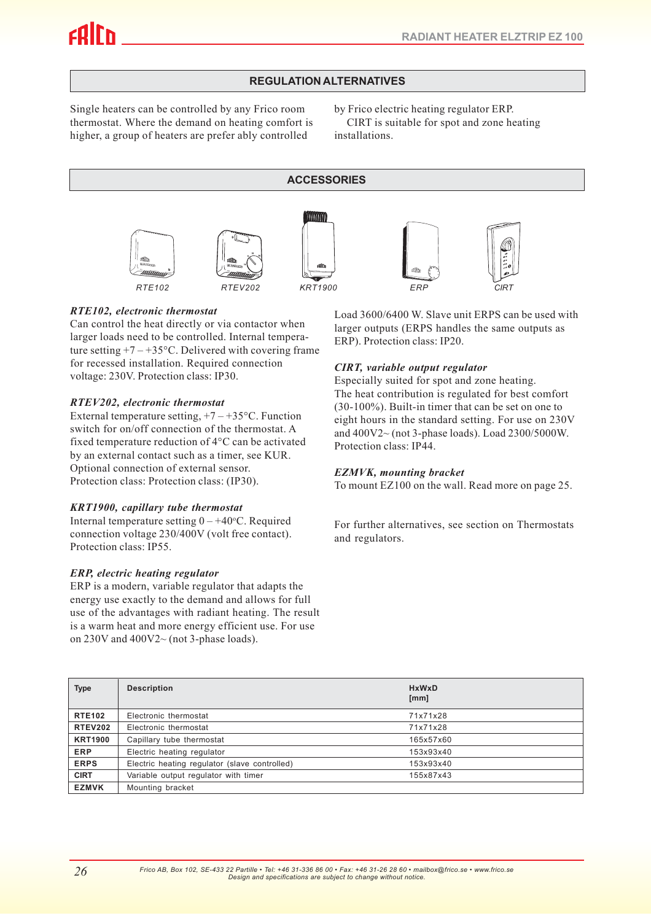## REGULATION ALTERNATIVES

Single heaters can be controlled by any Frico room thermostat. Where the demand on heating comfort is higher, a group of heaters are prefer ably controlled by Frico electric heating regulator ERP.
CIRT is suitable for spot and zone heating installations.

## ACCESSORIES

RTE102 RTEV202 KRT1900 ERP CIRT

***RTE102, electronic thermostat***
Can control the heat directly or via contactor when larger loads need to be controlled. Internal temperature setting +7 – +35°C. Delivered with covering frame for recessed installation. Required connection voltage: 230V. Protection class: IP30.

***RTEV202, electronic thermostat***
External temperature setting, +7 – +35°C. Function switch for on/off connection of the thermostat. A fixed temperature reduction of 4°C can be activated by an external contact such as a timer, see KUR. Optional connection of external sensor.
Protection class: Protection class: (IP30).

***KRT1900, capillary tube thermostat***
Internal temperature setting 0 – +40°C. Required connection voltage 230/400V (volt free contact). Protection class: IP55.

***ERP, electric heating regulator***
ERP is a modern, variable regulator that adapts the energy use exactly to the demand and allows for full use of the advantages with radiant heating. The result is a warm heat and more energy efficient use. For use on 230V and 400V2~ (not 3-phase loads). Load 3600/6400 W. Slave unit ERPS can be used with larger outputs (ERPS handles the same outputs as ERP). Protection class: IP20.

***CIRT, variable output regulator***
Especially suited for spot and zone heating.
The heat contribution is regulated for best comfort (30-100%). Built-in timer that can be set on one to eight hours in the standard setting. For use on 230V and 400V2~ (not 3-phase loads). Load 2300/5000W. Protection class: IP44.

***EZMVK, mounting bracket***
To mount EZ100 on the wall. Read more on page 25.

For further alternatives, see section on Thermostats and regulators.

| Type | Description | HxWxD [mm] |
|---|---|---|
| **RTE102** | Electronic thermostat | 71x71x28 |
| **RTEV202** | Electronic thermostat | 71x71x28 |
| **KRT1900** | Capillary tube thermostat | 165x57x60 |
| **ERP** | Electric heating regulator | 153x93x40 |
| **ERPS** | Electric heating regulator (slave controlled) | 153x93x40 |
| **CIRT** | Variable output regulator with timer | 155x87x43 |
| **EZMVK** | Mounting bracket | |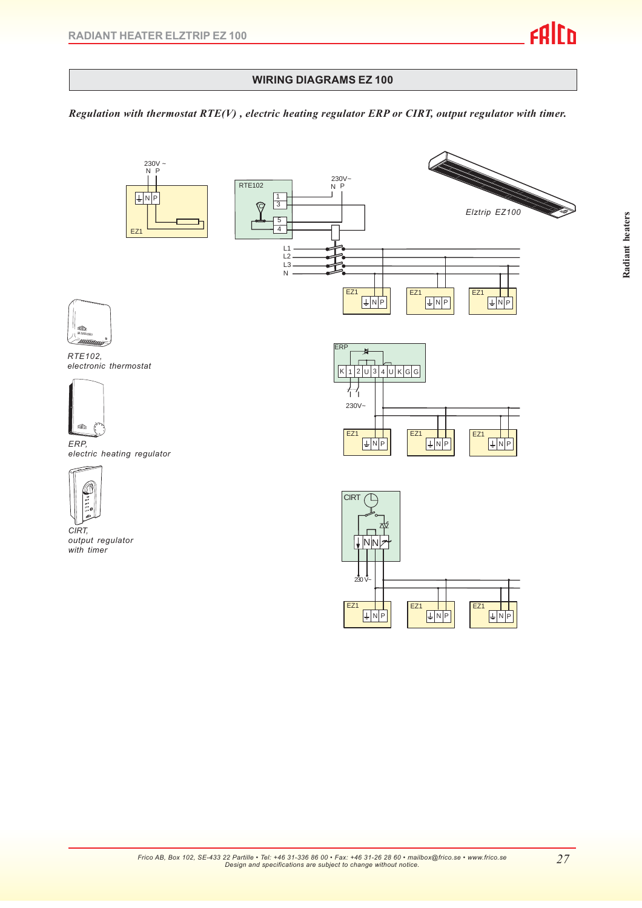## WIRING DIAGRAMS EZ 100

***Regulation with thermostat RTE(V) , electric heating regulator ERP or CIRT, output regulator with timer.***

230V ~
N P

EZ1

RTE102

1
3
5
4

230V~
N P

Elztrip EZ100

L1
L2
L3
N

EZ1 EZ1 EZ1

*RTE102,*
*electronic thermostat*

ERP

K 1 2 U 3 4 U K G G

230V~

EZ1 EZ1 EZ1

*ERP,*
*electric heating regulator*

CIRT

230 V~

EZ1 EZ1 EZ1

*CIRT,*
*output regulator*
*with timer*

Radiant heaters